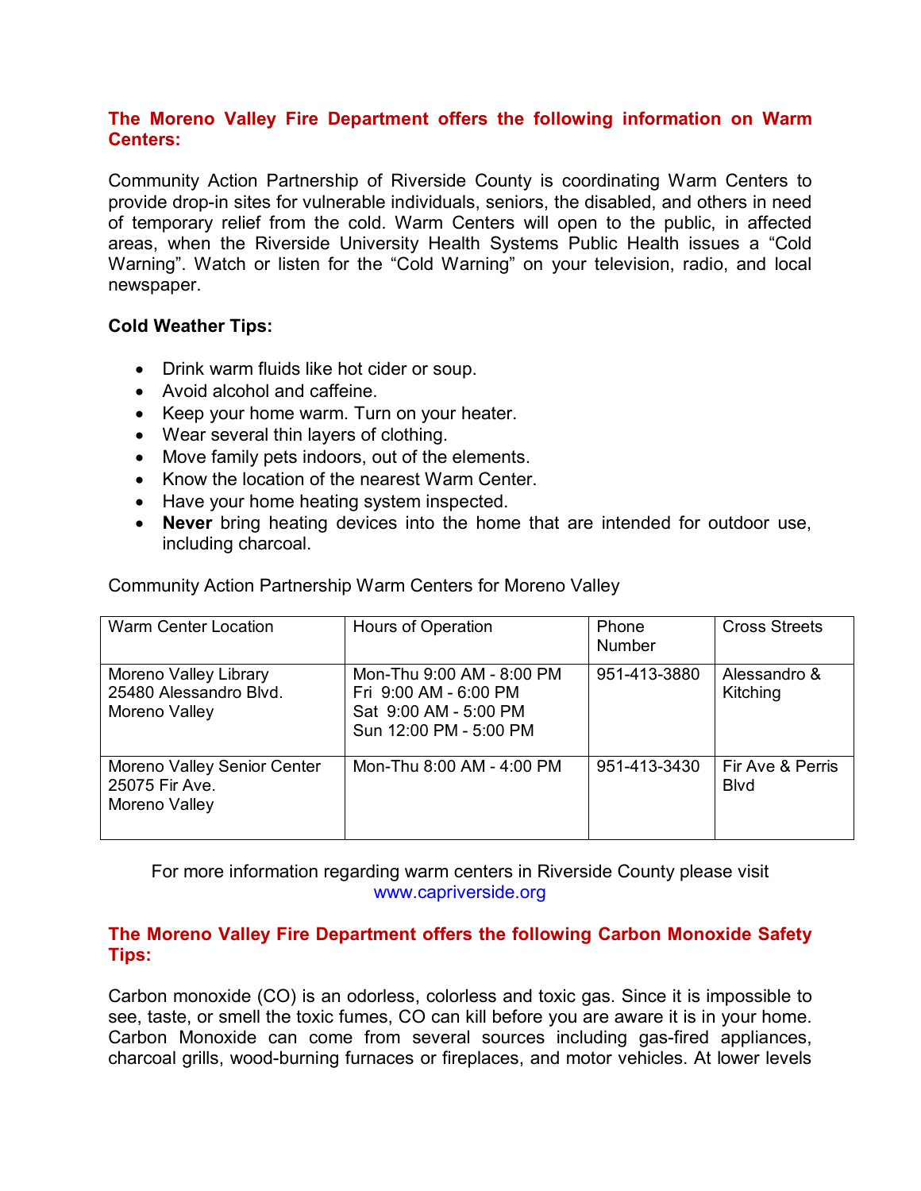**The Moreno Valley Fire Department offers the following information on Warm Centers:**

Community Action Partnership of Riverside County is coordinating Warm Centers to provide drop-in sites for vulnerable individuals, seniors, the disabled, and others in need of temporary relief from the cold. Warm Centers will open to the public, in affected areas, when the Riverside University Health Systems Public Health issues a “Cold Warning”. Watch or listen for the “Cold Warning” on your television, radio, and local newspaper.

**Cold Weather Tips:**

- Drink warm fluids like hot cider or soup.
- Avoid alcohol and caffeine.
- Keep your home warm. Turn on your heater.
- Wear several thin layers of clothing.
- Move family pets indoors, out of the elements.
- Know the location of the nearest Warm Center.
- Have your home heating system inspected.
- **Never** bring heating devices into the home that are intended for outdoor use, including charcoal.

Community Action Partnership Warm Centers for Moreno Valley

| Warm Center Location | Hours of Operation | Phone Number | Cross Streets |
|---|---|---|---|
| Moreno Valley Library<br>25480 Alessandro Blvd.<br>Moreno Valley | Mon-Thu 9:00 AM - 8:00 PM<br>Fri 9:00 AM - 6:00 PM<br>Sat 9:00 AM - 5:00 PM<br>Sun 12:00 PM - 5:00 PM | 951-413-3880 | Alessandro & Kitching |
| Moreno Valley Senior Center<br>25075 Fir Ave.<br>Moreno Valley | Mon-Thu 8:00 AM - 4:00 PM | 951-413-3430 | Fir Ave & Perris Blvd |

For more information regarding warm centers in Riverside County please visit www.capriverside.org

**The Moreno Valley Fire Department offers the following Carbon Monoxide Safety Tips:**

Carbon monoxide (CO) is an odorless, colorless and toxic gas. Since it is impossible to see, taste, or smell the toxic fumes, CO can kill before you are aware it is in your home. Carbon Monoxide can come from several sources including gas-fired appliances, charcoal grills, wood-burning furnaces or fireplaces, and motor vehicles. At lower levels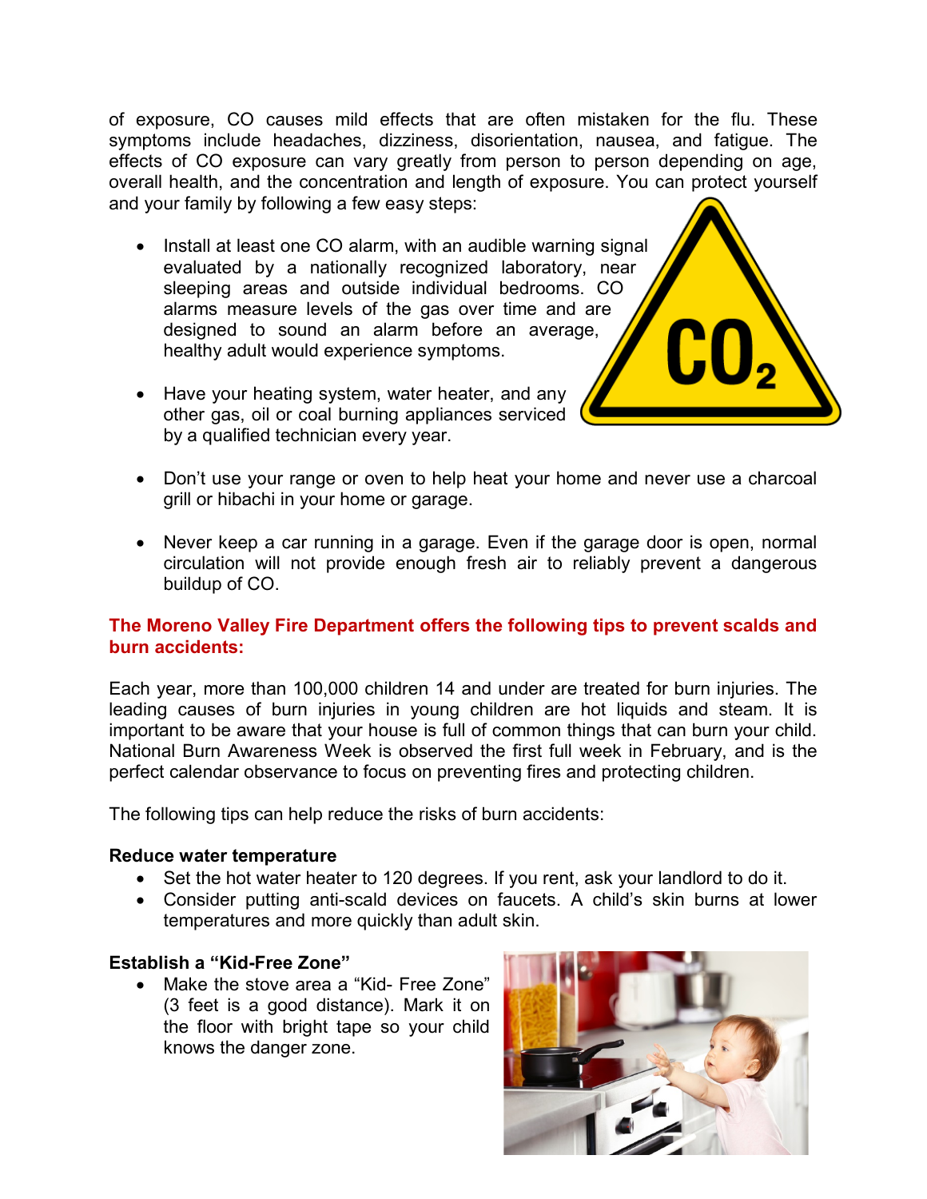of exposure, CO causes mild effects that are often mistaken for the flu. These symptoms include headaches, dizziness, disorientation, nausea, and fatigue. The effects of CO exposure can vary greatly from person to person depending on age, overall health, and the concentration and length of exposure. You can protect yourself and your family by following a few easy steps:

- Install at least one CO alarm, with an audible warning signal evaluated by a nationally recognized laboratory, near sleeping areas and outside individual bedrooms. CO alarms measure levels of the gas over time and are designed to sound an alarm before an average, healthy adult would experience symptoms.

- Have your heating system, water heater, and any other gas, oil or coal burning appliances serviced by a qualified technician every year.

- Don't use your range or oven to help heat your home and never use a charcoal grill or hibachi in your home or garage.

- Never keep a car running in a garage. Even if the garage door is open, normal circulation will not provide enough fresh air to reliably prevent a dangerous buildup of CO.

**The Moreno Valley Fire Department offers the following tips to prevent scalds and burn accidents:**

Each year, more than 100,000 children 14 and under are treated for burn injuries. The leading causes of burn injuries in young children are hot liquids and steam. It is important to be aware that your house is full of common things that can burn your child. National Burn Awareness Week is observed the first full week in February, and is the perfect calendar observance to focus on preventing fires and protecting children.

The following tips can help reduce the risks of burn accidents:

**Reduce water temperature**

- Set the hot water heater to 120 degrees. If you rent, ask your landlord to do it.
- Consider putting anti-scald devices on faucets. A child's skin burns at lower temperatures and more quickly than adult skin.

**Establish a "Kid-Free Zone"**

- Make the stove area a "Kid- Free Zone" (3 feet is a good distance). Mark it on the floor with bright tape so your child knows the danger zone.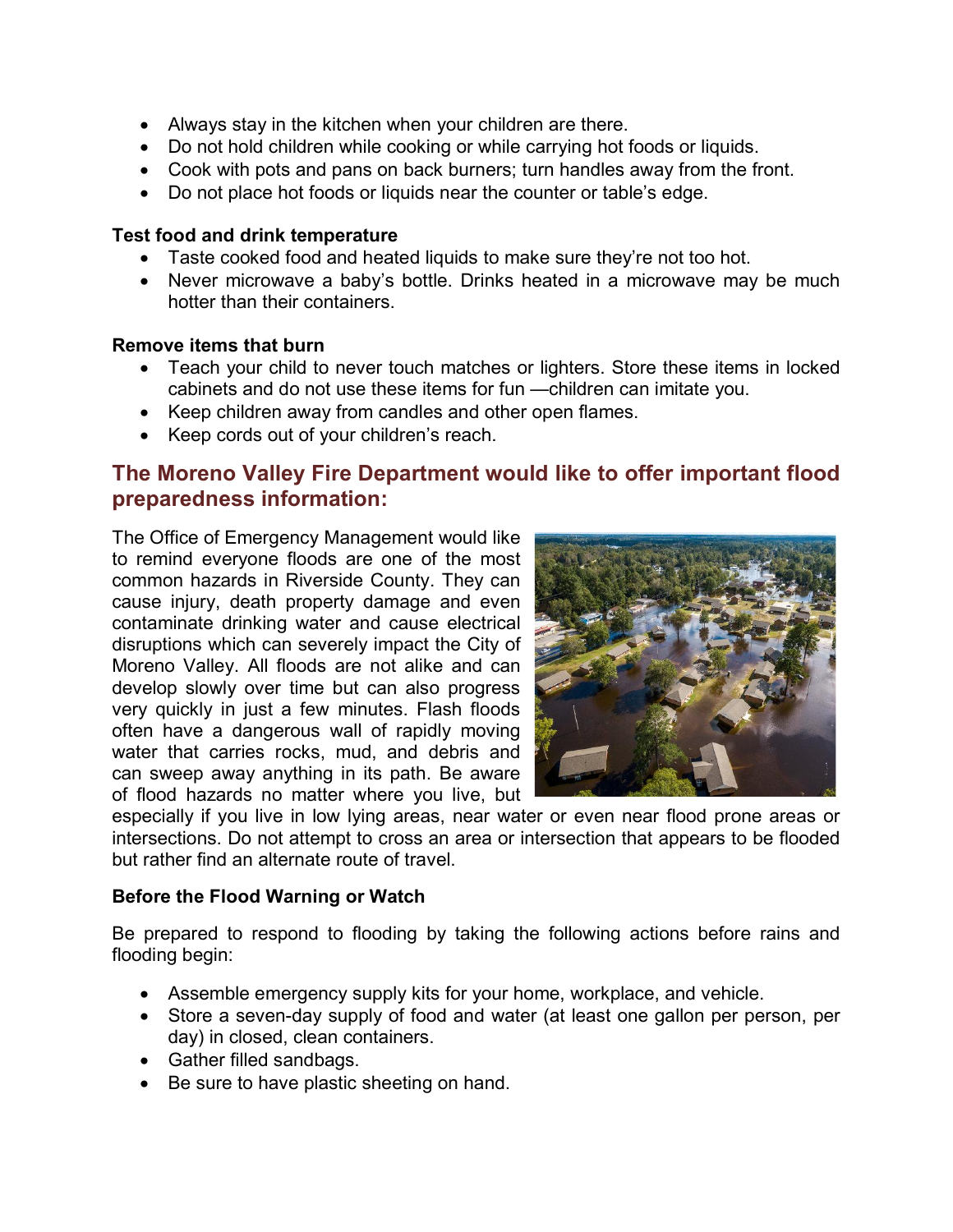- Always stay in the kitchen when your children are there.
- Do not hold children while cooking or while carrying hot foods or liquids.
- Cook with pots and pans on back burners; turn handles away from the front.
- Do not place hot foods or liquids near the counter or table's edge.

**Test food and drink temperature**

- Taste cooked food and heated liquids to make sure they're not too hot.
- Never microwave a baby's bottle. Drinks heated in a microwave may be much hotter than their containers.

**Remove items that burn**

- Teach your child to never touch matches or lighters. Store these items in locked cabinets and do not use these items for fun —children can imitate you.
- Keep children away from candles and other open flames.
- Keep cords out of your children's reach.

## The Moreno Valley Fire Department would like to offer important flood preparedness information:

The Office of Emergency Management would like to remind everyone floods are one of the most common hazards in Riverside County. They can cause injury, death property damage and even contaminate drinking water and cause electrical disruptions which can severely impact the City of Moreno Valley. All floods are not alike and can develop slowly over time but can also progress very quickly in just a few minutes. Flash floods often have a dangerous wall of rapidly moving water that carries rocks, mud, and debris and can sweep away anything in its path. Be aware of flood hazards no matter where you live, but especially if you live in low lying areas, near water or even near flood prone areas or intersections. Do not attempt to cross an area or intersection that appears to be flooded but rather find an alternate route of travel.

**Before the Flood Warning or Watch**

Be prepared to respond to flooding by taking the following actions before rains and flooding begin:

- Assemble emergency supply kits for your home, workplace, and vehicle.
- Store a seven-day supply of food and water (at least one gallon per person, per day) in closed, clean containers.
- Gather filled sandbags.
- Be sure to have plastic sheeting on hand.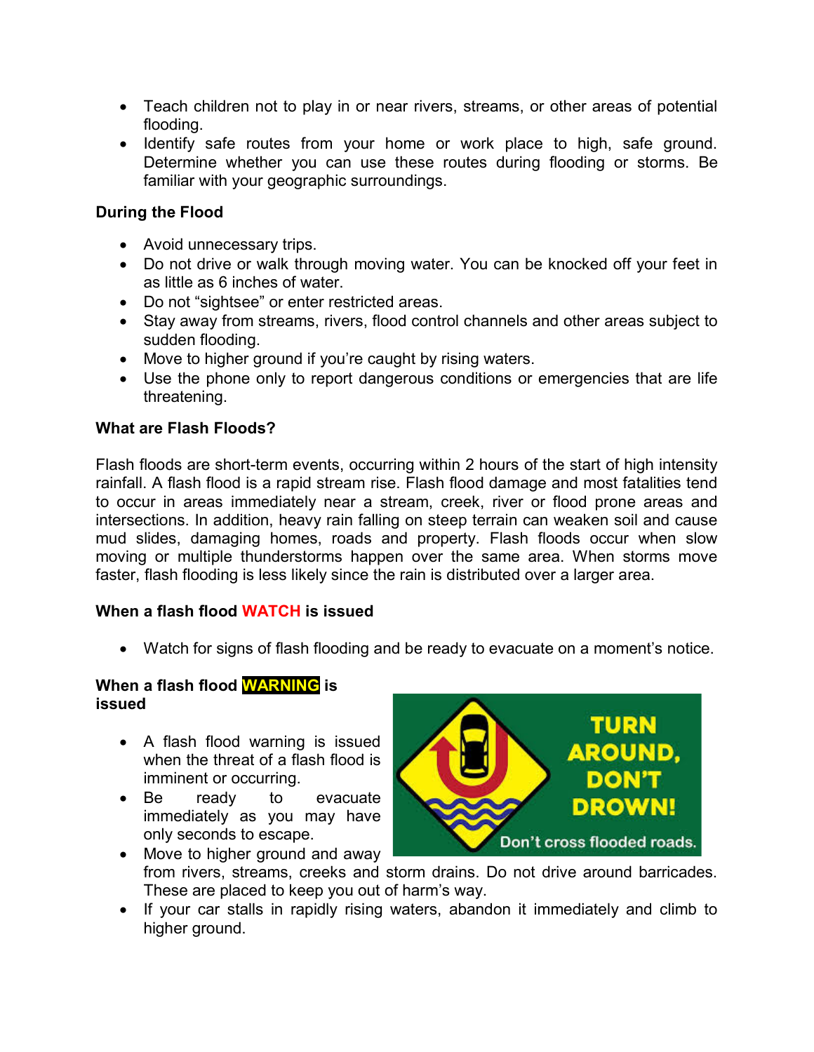- Teach children not to play in or near rivers, streams, or other areas of potential flooding.
- Identify safe routes from your home or work place to high, safe ground. Determine whether you can use these routes during flooding or storms. Be familiar with your geographic surroundings.

**During the Flood**

- Avoid unnecessary trips.
- Do not drive or walk through moving water. You can be knocked off your feet in as little as 6 inches of water.
- Do not “sightsee” or enter restricted areas.
- Stay away from streams, rivers, flood control channels and other areas subject to sudden flooding.
- Move to higher ground if you’re caught by rising waters.
- Use the phone only to report dangerous conditions or emergencies that are life threatening.

**What are Flash Floods?**

Flash floods are short-term events, occurring within 2 hours of the start of high intensity rainfall. A flash flood is a rapid stream rise. Flash flood damage and most fatalities tend to occur in areas immediately near a stream, creek, river or flood prone areas and intersections. In addition, heavy rain falling on steep terrain can weaken soil and cause mud slides, damaging homes, roads and property. Flash floods occur when slow moving or multiple thunderstorms happen over the same area. When storms move faster, flash flooding is less likely since the rain is distributed over a larger area.

**When a flash flood WATCH is issued**

- Watch for signs of flash flooding and be ready to evacuate on a moment’s notice.

**When a flash flood WARNING is issued**

- A flash flood warning is issued when the threat of a flash flood is imminent or occurring.
- Be ready to evacuate immediately as you may have only seconds to escape.
- Move to higher ground and away from rivers, streams, creeks and storm drains. Do not drive around barricades. These are placed to keep you out of harm’s way.
- If your car stalls in rapidly rising waters, abandon it immediately and climb to higher ground.

TURN AROUND, DON’T DROWN!

Don’t cross flooded roads.